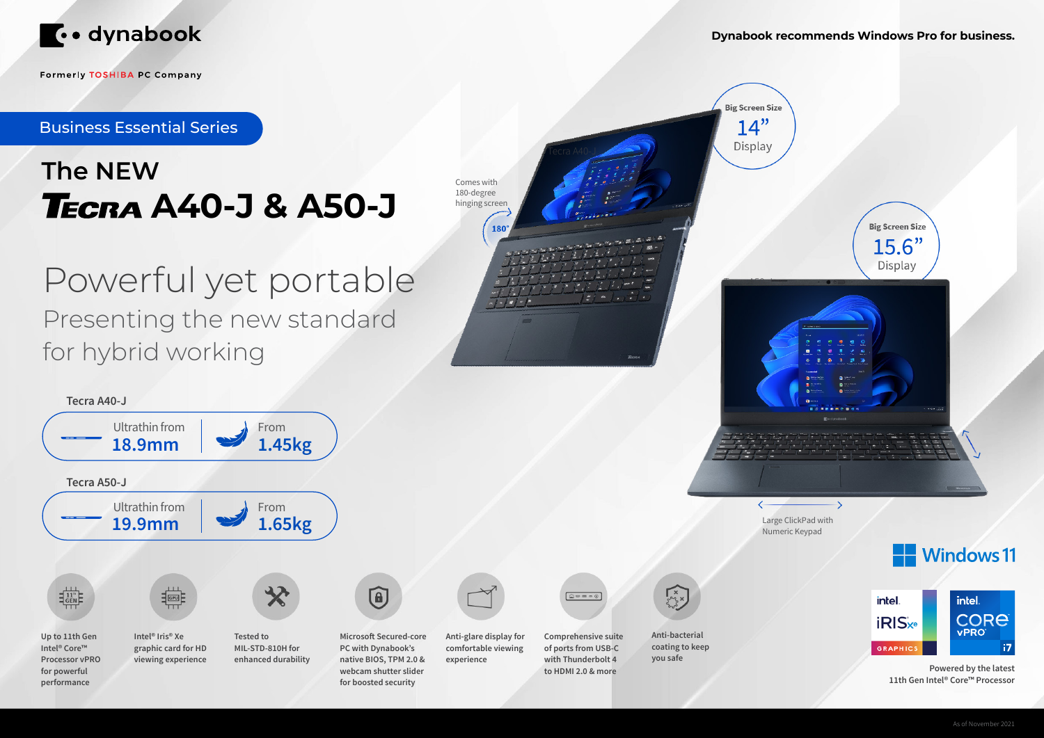dynabook

Formerly TOSHIBA PC Company

Dynabook recommends Windows Pro for business.

## Business Essential Series

# The NEW TECRA A40-J & A50-J

## Powerful yet portable

### Presenting the new standard for hybrid working

Comes with 180-degree hinging screen

180°

Big Screen Size 14" Display

Big Screen Size 15.6" Display

Large ClickPad with Numeric Keypad

**Tecra A40-J**

| Ultrathin from 18.9mm | From 1.45kg |
| --- | --- |

**Tecra A50-J**

| Ultrathin from 19.9mm | From 1.65kg |
| --- | --- |

- Up to 11th Gen Intel® Core™ Processor vPRO for powerful performance
- Intel® Iris® Xe graphic card for HD viewing experience
- Tested to MIL-STD-810H for enhanced durability
- Microsoft Secured-core PC with Dynabook's native BIOS, TPM 2.0 & webcam shutter slider for boosted security
- Anti-glare display for comfortable viewing experience
- Comprehensive suite of ports from USB-C with Thunderbolt 4 to HDMI 2.0 & more
- Anti-bacterial coating to keep you safe

Windows 11

intel. iRIS Xe GRAPHICS

intel. CORE vPRO i7

Powered by the latest 11th Gen Intel® Core™ Processor

As of November 2021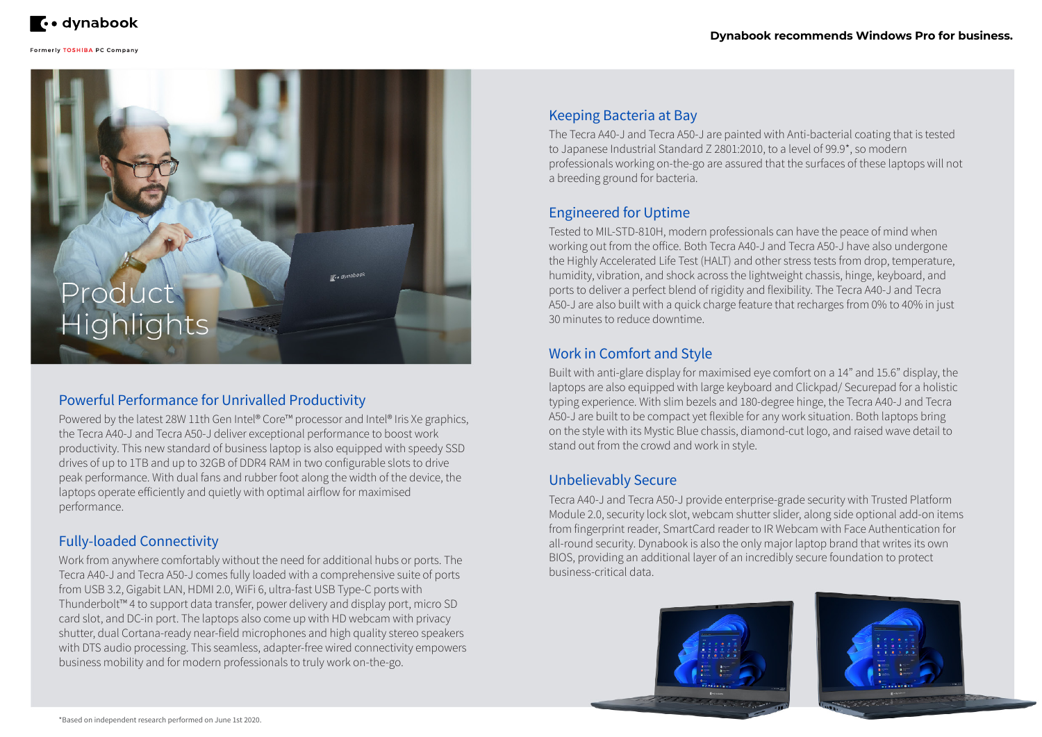Dynabook recommends Windows Pro for business.

# Product Highlights

## Powerful Performance for Unrivalled Productivity

Powered by the latest 28W 11th Gen Intel® Core™ processor and Intel® Iris Xe graphics, the Tecra A40-J and Tecra A50-J deliver exceptional performance to boost work productivity. This new standard of business laptop is also equipped with speedy SSD drives of up to 1TB and up to 32GB of DDR4 RAM in two configurable slots to drive peak performance. With dual fans and rubber foot along the width of the device, the laptops operate efficiently and quietly with optimal airflow for maximised performance.

## Fully-loaded Connectivity

Work from anywhere comfortably without the need for additional hubs or ports. The Tecra A40-J and Tecra A50-J comes fully loaded with a comprehensive suite of ports from USB 3.2, Gigabit LAN, HDMI 2.0, WiFi 6, ultra-fast USB Type-C ports with Thunderbolt™ 4 to support data transfer, power delivery and display port, micro SD card slot, and DC-in port. The laptops also come up with HD webcam with privacy shutter, dual Cortana-ready near-field microphones and high quality stereo speakers with DTS audio processing. This seamless, adapter-free wired connectivity empowers business mobility and for modern professionals to truly work on-the-go.

## Keeping Bacteria at Bay

The Tecra A40-J and Tecra A50-J are painted with Anti-bacterial coating that is tested to Japanese Industrial Standard Z 2801:2010, to a level of 99.9*, so modern professionals working on-the-go are assured that the surfaces of these laptops will not a breeding ground for bacteria.

## Engineered for Uptime

Tested to MIL-STD-810H, modern professionals can have the peace of mind when working out from the office. Both Tecra A40-J and Tecra A50-J have also undergone the Highly Accelerated Life Test (HALT) and other stress tests from drop, temperature, humidity, vibration, and shock across the lightweight chassis, hinge, keyboard, and ports to deliver a perfect blend of rigidity and flexibility. The Tecra A40-J and Tecra A50-J are also built with a quick charge feature that recharges from 0% to 40% in just 30 minutes to reduce downtime.

## Work in Comfort and Style

Built with anti-glare display for maximised eye comfort on a 14" and 15.6" display, the laptops are also equipped with large keyboard and Clickpad/ Securepad for a holistic typing experience. With slim bezels and 180-degree hinge, the Tecra A40-J and Tecra A50-J are built to be compact yet flexible for any work situation. Both laptops bring on the style with its Mystic Blue chassis, diamond-cut logo, and raised wave detail to stand out from the crowd and work in style.

## Unbelievably Secure

Tecra A40-J and Tecra A50-J provide enterprise-grade security with Trusted Platform Module 2.0, security lock slot, webcam shutter slider, along side optional add-on items from fingerprint reader, SmartCard reader to IR Webcam with Face Authentication for all-round security. Dynabook is also the only major laptop brand that writes its own BIOS, providing an additional layer of an incredibly secure foundation to protect business-critical data.

*Based on independent research performed on June 1st 2020.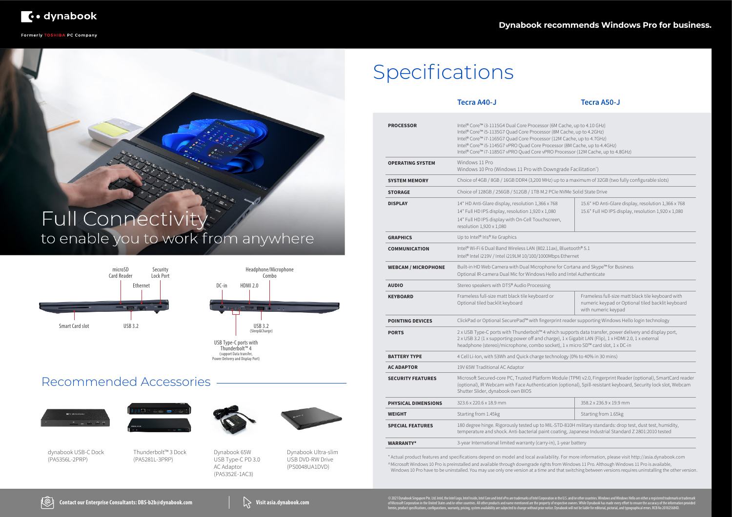dynabook

Formerly TOSHIBA PC Company

**Dynabook recommends Windows Pro for business.**

# Full Connectivity
## to enable you to work from anywhere

microSD Card Reader

Security Lock Port

Ethernet

Smart Card slot

USB 3.2

Headphone/Microphone Combo

DC-in

HDMI 2.0

USB 3.2 (Sleep&Charge)

USB Type-C ports with Thunderbolt™ 4 (support Data transfer, Power Delivery and Display Port)

## Recommended Accessories

dynabook USB-C Dock (PA5356L-2PRP)

Thunderbolt™ 3 Dock (PA5281L-3PRP)

Dynabook 65W USB Type-C PD 3.0 AC Adaptor (PA5352E-1AC3)

Dynabook Ultra-slim USB DVD-RW Drive (PS0048UA1DVD)

# Specifications

| | Tecra A40-J | Tecra A50-J |
|---|---|---|
| **PROCESSOR** | Intel® Core™ i3-1115G4 Dual Core Processor (6M Cache, up to 4.10 GHz)<br>Intel® Core™ i5-1135G7 Quad Core Processor (8M Cache, up to 4.2GHz)<br>Intel® Core™ i7-1165G7 Quad Core Processor (12M Cache, up to 4.7GHz)<br>Intel® Core™ i5-1145G7 vPRO Quad Core Processor (8M Cache, up to 4.4GHz)<br>Intel® Core™ i7-1185G7 vPRO Quad Core vPRO Processor (12M Cache, up to 4.8GHz) | |
| **OPERATING SYSTEM** | Windows 11 Pro<br>Windows 10 Pro (Windows 11 Pro with Downgrade Facilitation^) | |
| **SYSTEM MEMORY** | Choice of 4GB / 8GB / 16GB DDR4 (3,200 MHz) up to a maximum of 32GB (two fully configurable slots) | |
| **STORAGE** | Choice of 128GB / 256GB / 512GB / 1TB M.2 PCIe NVMe Solid State Drive | |
| **DISPLAY** | 14" HD Anti-Glare display, resolution 1,366 x 768<br>14" Full HD IPS display, resolution 1,920 x 1,080<br>14" Full HD IPS display with On-Cell Touchscreen, resolution 1,920 x 1,080 | 15.6" HD Anti-Glare display, resolution 1,366 x 768<br>15.6" Full HD IPS display, resolution 1,920 x 1,080 |
| **GRAPHICS** | Up to Intel® Iris® Xe Graphics | |
| **COMMUNICATION** | Intel® Wi-Fi 6 Dual Band Wireless LAN (802.11ax), Bluetooth® 5.1<br>Intel® Intel i219V / Intel i219LM 10/100/1000Mbps Ethernet | |
| **WEBCAM / MICROPHONE** | Built-in HD Web Camera with Dual Microphone for Cortana and Skype™ for Business<br>Optional IR-camera Dual Mic for Windows Hello and Intel Authenticate | |
| **AUDIO** | Stereo speakers with DTS® Audio Processing | |
| **KEYBOARD** | Frameless full-size matt black tile keyboard or Optional tiled backlit keyboard | Frameless full-size matt black tile keyboard with numeric keypad or Optional tiled backlit keyboard with numeric keypad |
| **POINTING DEVICES** | ClickPad or Optional SecurePad™ with fingerprint reader supporting Windows Hello login technology | |
| **PORTS** | 2 x USB Type-C ports with Thunderbolt™ 4 which supports data transfer, power delivery and display port, 2 x USB 3.2 (1 x supporting power off and charge), 1 x Gigabit LAN (Flip), 1 x HDMI 2.0, 1 x external headphone (stereo)/microphone, combo socket), 1 x micro SD™ card slot, 1 x DC-in | |
| **BATTERY TYPE** | 4 Cell Li-Ion, with 53Wh and Quick charge technology (0% to 40% in 30 mins) | |
| **AC ADAPTOR** | 19V 65W Traditional AC Adaptor | |
| **SECURITY FEATURES** | Microsoft Secured-core PC, Trusted Platform Module (TPM) v2.0, Fingerprint Reader (optional), SmartCard reader (optional), IR Webcam with Face Authentication (optional), Spill-resistant keyboard, Security lock slot, Webcam Shutter Slider, dynabook own BIOS | |
| **PHYSICAL DIMENSIONS** | 323.6 x 220.6 x 18.9 mm | 358.2 x 236.9 x 19.9 mm |
| **WEIGHT** | Starting from 1.45kg | Starting from 1.65kg |
| **SPECIAL FEATURES** | 180 degree hinge. Rigorously tested up to MIL-STD-810H military standards: drop test, dust test, humidity, temperature and shock. Anti-bacterial paint coating, Japanese Industrial Standard Z 2801:2010 tested | |
| **WARRANTY*** | 3-year International limited warranty (carry-in), 1-year battery | |

* Actual product features and specifications depend on model and local availability. For more information, please visit http://asia.dynabook.com

^Microsoft Windows 10 Pro is preinstalled and available through downgrade rights from Windows 11 Pro. Although Windows 11 Pro is available, Windows 10 Pro have to be uninstalled. You may use only one version at a time and that switching between versions requires uninstalling the other version.

Contact our Enterprise Consultants: DBS-b2b@dynabook.com

Visit asia.dynabook.com

© 2021 Dynabook Singapore Pte. Ltd. Intel, the Intel Logo, Intel Inside, Intel Core and Intel vPro are trademarks of Intel Corporation in the U.S. and/or other countries. Windows and Windows Hello are either a registered trademark or trademark of Microsoft Corporation in the United States and/or other countries. All other products and name mentioned are the property of respective owners. While Dynabook has made every effort to ensure the accuracy of the information provided herein, product specifications, configurations, warranty, pricing, system availability are subjected to change without prior notice. Dynabook will not be liable for editorial, pictorial, and typographical errors. RCB No 201825684D.